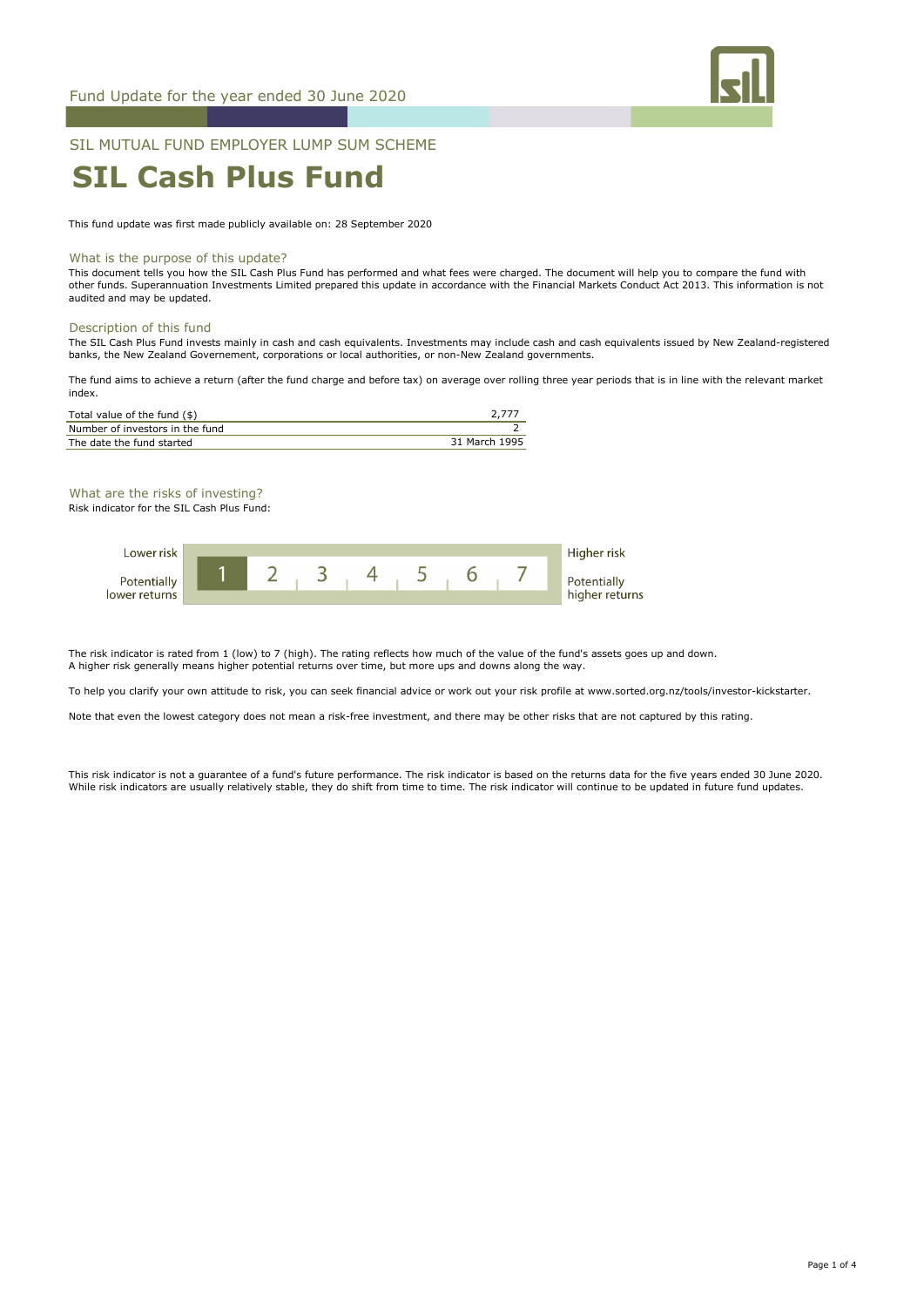Fund Update for the year ended 30 June 2020

SIL MUTUAL FUND EMPLOYER LUMP SUM SCHEME

# SIL Cash Plus Fund

This fund update was first made publicly available on: 28 September 2020

## What is the purpose of this update?

This document tells you how the SIL Cash Plus Fund has performed and what fees were charged. The document will help you to compare the fund with other funds. Superannuation Investments Limited prepared this update in accordance with the Financial Markets Conduct Act 2013. This information is not audited and may be updated.

## Description of this fund

The SIL Cash Plus Fund invests mainly in cash and cash equivalents. Investments may include cash and cash equivalents issued by New Zealand-registered banks, the New Zealand Governement, corporations or local authorities, or non-New Zealand governments.

The fund aims to achieve a return (after the fund charge and before tax) on average over rolling three year periods that is in line with the relevant market index.

| | |
|---|---|
| Total value of the fund ($) | 2,777 |
| Number of investors in the fund | 2 |
| The date the fund started | 31 March 1995 |

## What are the risks of investing?

Risk indicator for the SIL Cash Plus Fund:

| Lower risk / Potentially lower returns | **1** | 2 | 3 | 4 | 5 | 6 | 7 | Higher risk / Potentially higher returns |
|---|---|---|---|---|---|---|---|---|

The risk indicator is rated from 1 (low) to 7 (high). The rating reflects how much of the value of the fund's assets goes up and down. A higher risk generally means higher potential returns over time, but more ups and downs along the way.

To help you clarify your own attitude to risk, you can seek financial advice or work out your risk profile at www.sorted.org.nz/tools/investor-kickstarter.

Note that even the lowest category does not mean a risk-free investment, and there may be other risks that are not captured by this rating.

This risk indicator is not a guarantee of a fund's future performance. The risk indicator is based on the returns data for the five years ended 30 June 2020. While risk indicators are usually relatively stable, they do shift from time to time. The risk indicator will continue to be updated in future fund updates.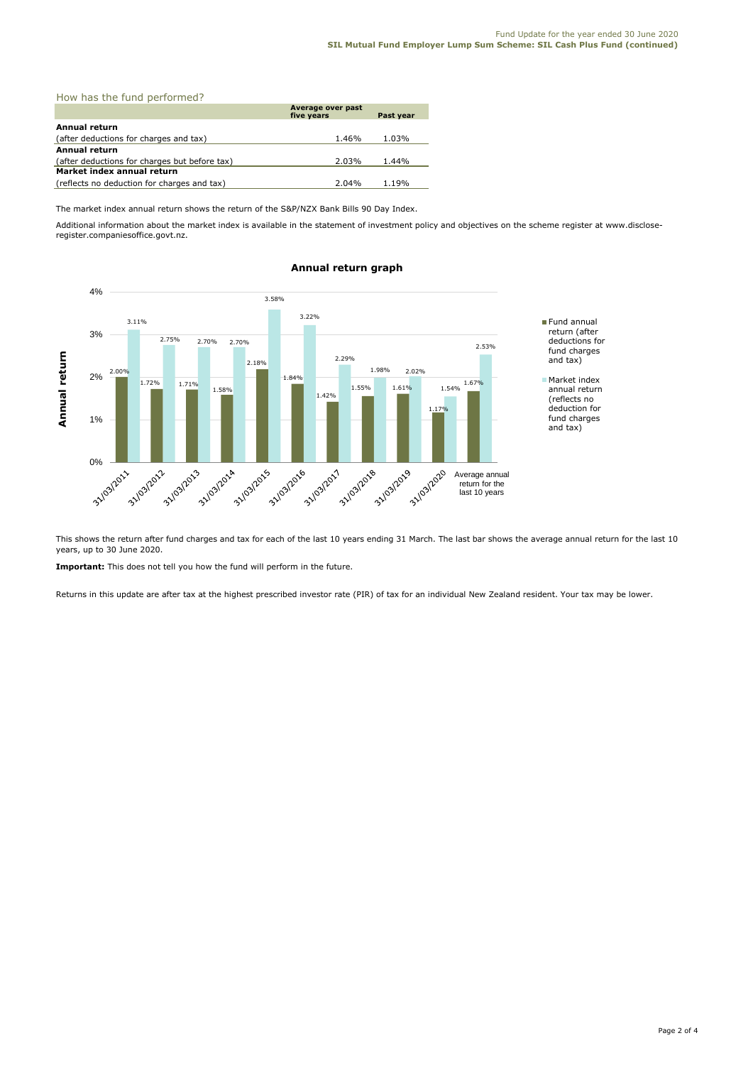## How has the fund performed?

| | Average over past five years | Past year |
|---|---|---|
| **Annual return** | | |
| (after deductions for charges and tax) | 1.46% | 1.03% |
| **Annual return** | | |
| (after deductions for charges but before tax) | 2.03% | 1.44% |
| **Market index annual return** | | |
| (reflects no deduction for charges and tax) | 2.04% | 1.19% |

The market index annual return shows the return of the S&P/NZX Bank Bills 90 Day Index.

Additional information about the market index is available in the statement of investment policy and objectives on the scheme register at www.disclose-register.companiesoffice.govt.nz.

### Annual return graph

| | Fund annual return (after deductions for fund charges and tax) | Market index annual return (reflects no deduction for fund charges and tax) |
|---|---|---|
| 31/03/2011 | 2.00% | 3.11% |
| 31/03/2012 | 1.72% | 2.75% |
| 31/03/2013 | 1.71% | 2.70% |
| 31/03/2014 | 1.58% | 2.70% |
| 31/03/2015 | 2.18% | 3.58% |
| 31/03/2016 | 1.84% | 3.22% |
| 31/03/2017 | 1.42% | 2.29% |
| 31/03/2018 | 1.55% | 1.98% |
| 31/03/2019 | 1.61% | 2.02% |
| 31/03/2020 | 1.17% | 1.54% |
| Average annual return for the last 10 years | 1.67% | 2.53% |

This shows the return after fund charges and tax for each of the last 10 years ending 31 March. The last bar shows the average annual return for the last 10 years, up to 30 June 2020.

**Important:** This does not tell you how the fund will perform in the future.

Returns in this update are after tax at the highest prescribed investor rate (PIR) of tax for an individual New Zealand resident. Your tax may be lower.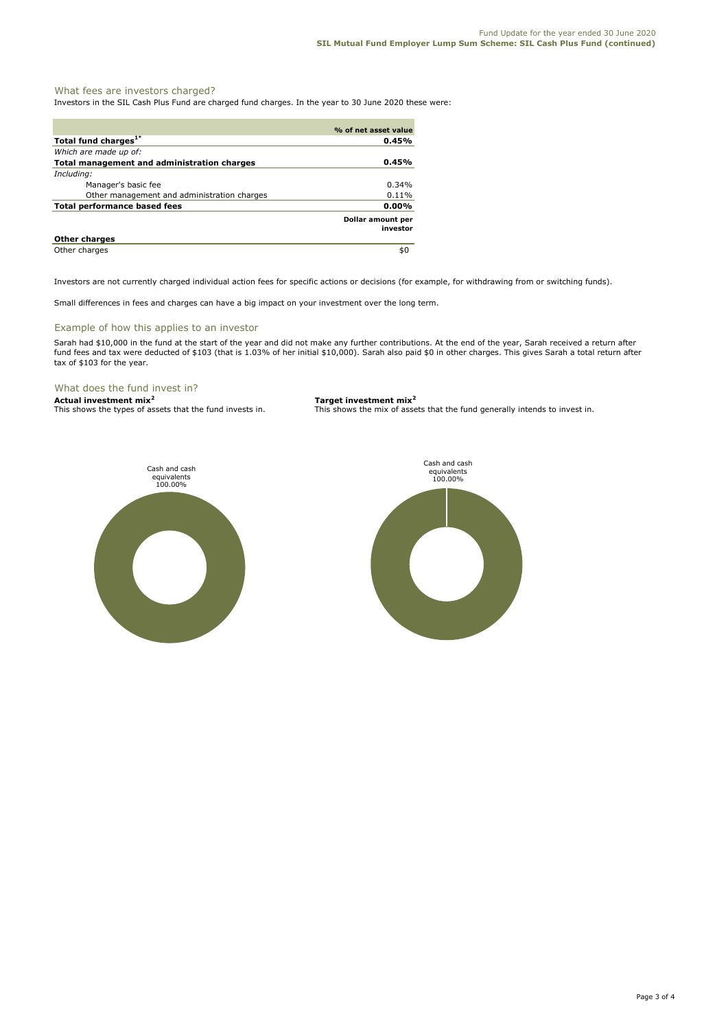## What fees are investors charged?

Investors in the SIL Cash Plus Fund are charged fund charges. In the year to 30 June 2020 these were:

| | % of net asset value |
|---|---|
| **Total fund charges[1*]** | **0.45%** |
| *Which are made up of:* | |
| **Total management and administration charges** | **0.45%** |
| *Including:* | |
| Manager's basic fee | 0.34% |
| Other management and administration charges | 0.11% |
| **Total performance based fees** | **0.00%** |
| | **Dollar amount per investor** |
| **Other charges** | |
| Other charges | $0 |

Investors are not currently charged individual action fees for specific actions or decisions (for example, for withdrawing from or switching funds).

Small differences in fees and charges can have a big impact on your investment over the long term.

## Example of how this applies to an investor

Sarah had $10,000 in the fund at the start of the year and did not make any further contributions. At the end of the year, Sarah received a return after fund fees and tax were deducted of $103 (that is 1.03% of her initial $10,000). Sarah also paid $0 in other charges. This gives Sarah a total return after tax of $103 for the year.

## What does the fund invest in?

**Actual investment mix[2]**
This shows the types of assets that the fund invests in.

Cash and cash equivalents 100.00%

**Target investment mix[2]**
This shows the mix of assets that the fund generally intends to invest in.

Cash and cash equivalents 100.00%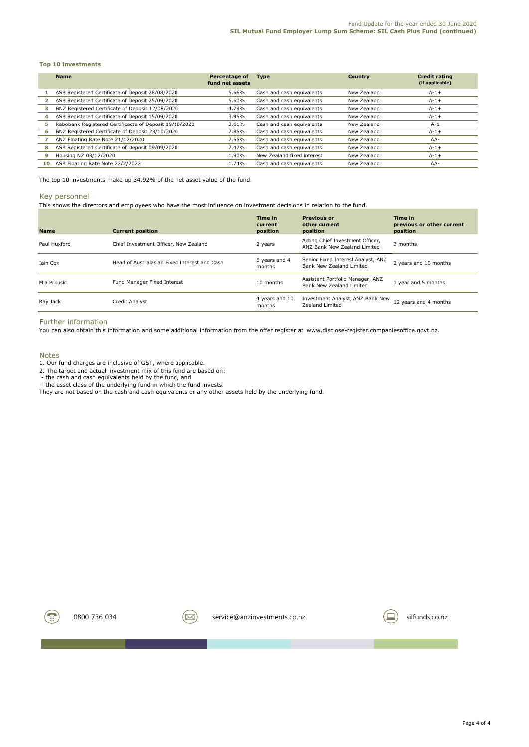### Top 10 investments

| | Name | Percentage of fund net assets | Type | Country | Credit rating (if applicable) |
|---|---|---|---|---|---|
| 1 | ASB Registered Certificate of Deposit 28/08/2020 | 5.56% | Cash and cash equivalents | New Zealand | A-1+ |
| 2 | ASB Registered Certificate of Deposit 25/09/2020 | 5.50% | Cash and cash equivalents | New Zealand | A-1+ |
| 3 | BNZ Registered Certificate of Deposit 12/08/2020 | 4.79% | Cash and cash equivalents | New Zealand | A-1+ |
| 4 | ASB Registered Certificate of Deposit 15/09/2020 | 3.95% | Cash and cash equivalents | New Zealand | A-1+ |
| 5 | Rabobank Registered Certificacte of Deposit 19/10/2020 | 3.61% | Cash and cash equivalents | New Zealand | A-1 |
| 6 | BNZ Registered Certificate of Deposit 23/10/2020 | 2.85% | Cash and cash equivalents | New Zealand | A-1+ |
| 7 | ANZ Floating Rate Note 21/12/2020 | 2.55% | Cash and cash equivalents | New Zealand | AA- |
| 8 | ASB Registered Certificate of Deposit 09/09/2020 | 2.47% | Cash and cash equivalents | New Zealand | A-1+ |
| 9 | Housing NZ 03/12/2020 | 1.90% | New Zealand fixed interest | New Zealand | A-1+ |
| 10 | ASB Floating Rate Note 22/2/2022 | 1.74% | Cash and cash equivalents | New Zealand | AA- |

The top 10 investments make up 34.92% of the net asset value of the fund.

## Key personnel

This shows the directors and employees who have the most influence on investment decisions in relation to the fund.

| Name | Current position | Time in current position | Previous or other current position | Time in previous or other current position |
|---|---|---|---|---|
| Paul Huxford | Chief Investment Officer, New Zealand | 2 years | Acting Chief Investment Officer, ANZ Bank New Zealand Limited | 3 months |
| Iain Cox | Head of Australasian Fixed Interest and Cash | 6 years and 4 months | Senior Fixed Interest Analyst, ANZ Bank New Zealand Limited | 2 years and 10 months |
| Mia Prkusic | Fund Manager Fixed Interest | 10 months | Assistant Portfolio Manager, ANZ Bank New Zealand Limited | 1 year and 5 months |
| Ray Jack | Credit Analyst | 4 years and 10 months | Investment Analyst, ANZ Bank New Zealand Limited | 12 years and 4 months |

## Further information

You can also obtain this information and some additional information from the offer register at www.disclose-register.companiesoffice.govt.nz.

## Notes

1. Our fund charges are inclusive of GST, where applicable.
2. The target and actual investment mix of this fund are based on:
 - the cash and cash equivalents held by the fund, and
 - the asset class of the underlying fund in which the fund invests.

They are not based on the cash and cash equivalents or any other assets held by the underlying fund.

0800 736 034 service@anzinvestments.co.nz silfunds.co.nz